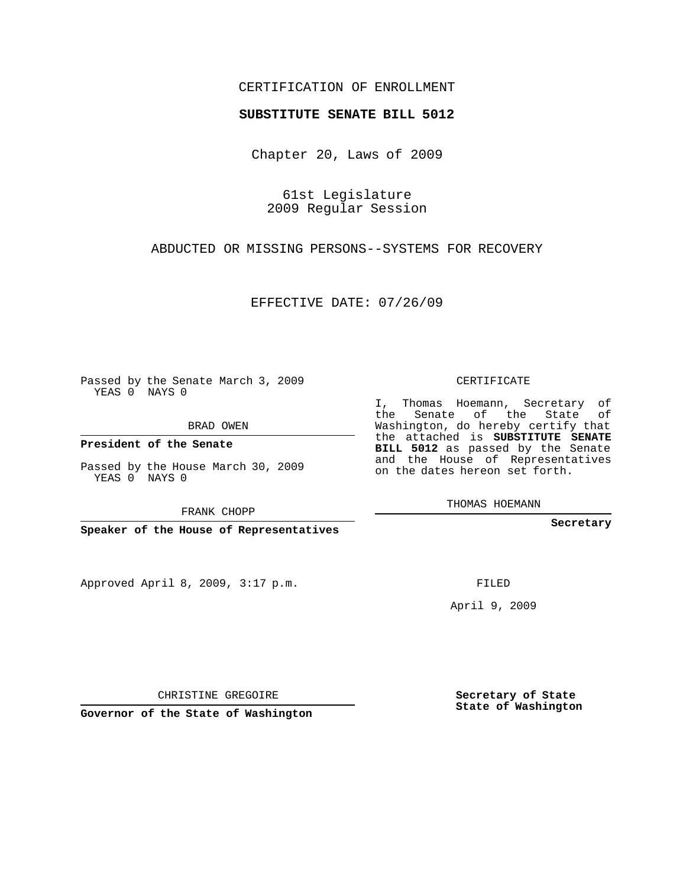CERTIFICATION OF ENROLLMENT

**SUBSTITUTE SENATE BILL 5012**

Chapter 20, Laws of 2009

61st Legislature
2009 Regular Session

ABDUCTED OR MISSING PERSONS--SYSTEMS FOR RECOVERY

EFFECTIVE DATE: 07/26/09

Passed by the Senate March 3, 2009
YEAS 0 NAYS 0

BRAD OWEN

**President of the Senate**

Passed by the House March 30, 2009
YEAS 0 NAYS 0

FRANK CHOPP

**Speaker of the House of Representatives**

Approved April 8, 2009, 3:17 p.m.

CHRISTINE GREGOIRE

**Governor of the State of Washington**

CERTIFICATE

I, Thomas Hoemann, Secretary of the Senate of the State of Washington, do hereby certify that the attached is **SUBSTITUTE SENATE BILL 5012** as passed by the Senate and the House of Representatives on the dates hereon set forth.

THOMAS HOEMANN

**Secretary**

FILED

April 9, 2009

**Secretary of State**
**State of Washington**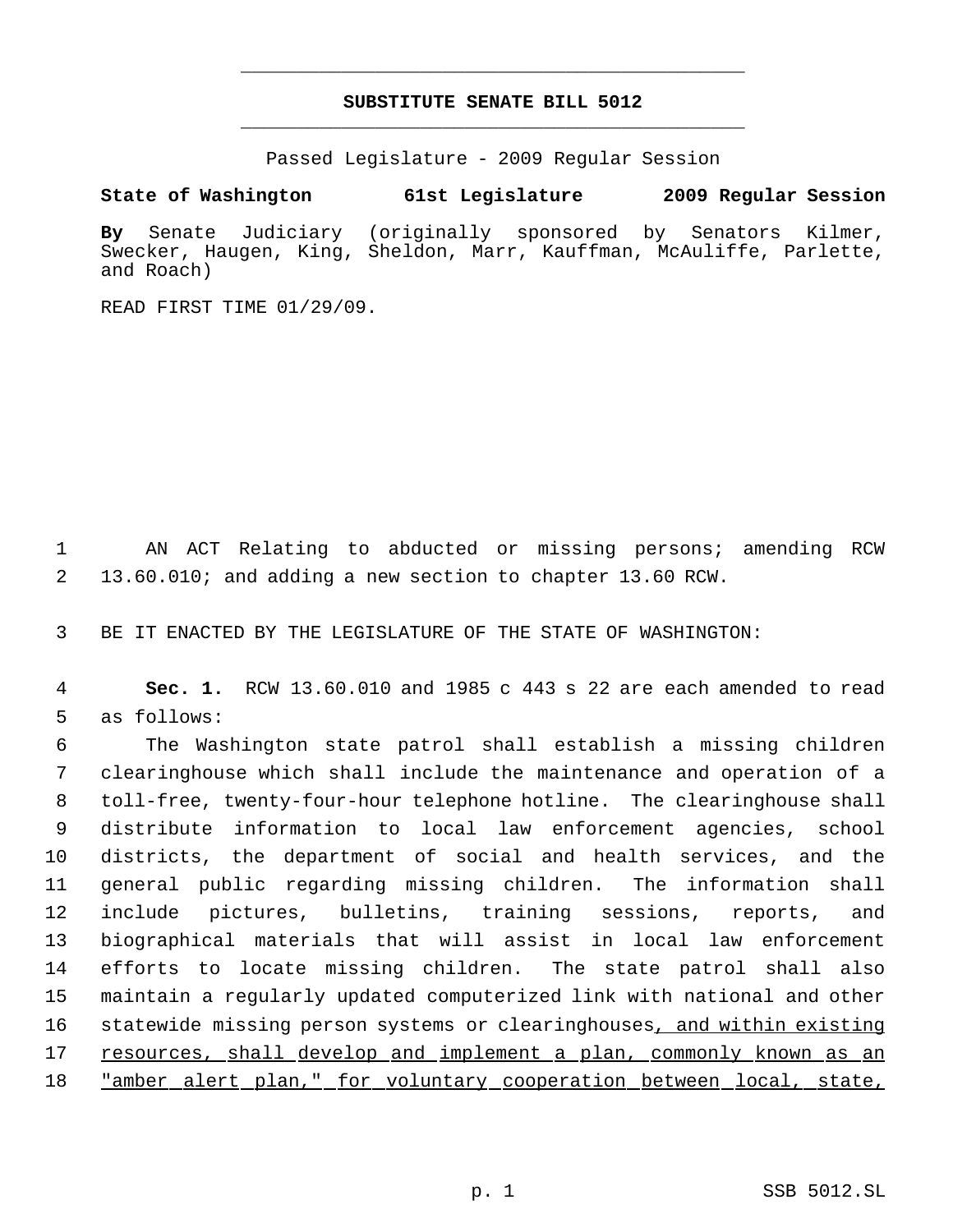**SUBSTITUTE SENATE BILL 5012**

Passed Legislature - 2009 Regular Session

**State of Washington 61st Legislature 2009 Regular Session**

**By** Senate Judiciary (originally sponsored by Senators Kilmer, Swecker, Haugen, King, Sheldon, Marr, Kauffman, McAuliffe, Parlette, and Roach)

READ FIRST TIME 01/29/09.

AN ACT Relating to abducted or missing persons; amending RCW 13.60.010; and adding a new section to chapter 13.60 RCW.

BE IT ENACTED BY THE LEGISLATURE OF THE STATE OF WASHINGTON:

**Sec. 1.** RCW 13.60.010 and 1985 c 443 s 22 are each amended to read as follows:

The Washington state patrol shall establish a missing children clearinghouse which shall include the maintenance and operation of a toll-free, twenty-four-hour telephone hotline. The clearinghouse shall distribute information to local law enforcement agencies, school districts, the department of social and health services, and the general public regarding missing children. The information shall include pictures, bulletins, training sessions, reports, and biographical materials that will assist in local law enforcement efforts to locate missing children. The state patrol shall also maintain a regularly updated computerized link with national and other statewide missing person systems or clearinghouses<u>, and within existing resources, shall develop and implement a plan, commonly known as an "amber alert plan," for voluntary cooperation between local, state,</u>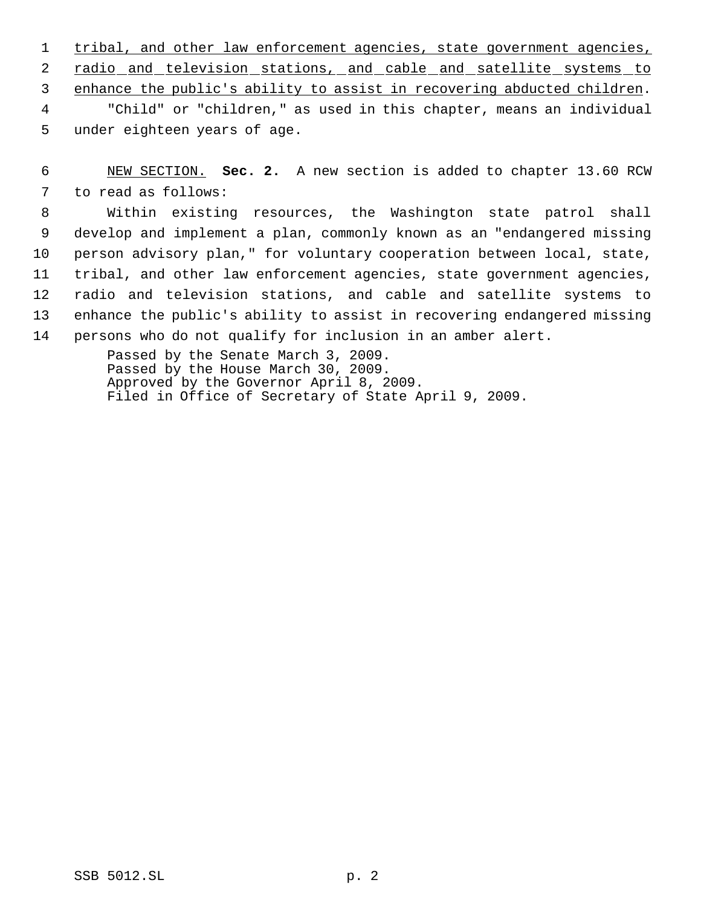tribal, and other law enforcement agencies, state government agencies, radio and television stations, and cable and satellite systems to enhance the public's ability to assist in recovering abducted children.

"Child" or "children," as used in this chapter, means an individual under eighteen years of age.

NEW SECTION. **Sec. 2.** A new section is added to chapter 13.60 RCW to read as follows:

Within existing resources, the Washington state patrol shall develop and implement a plan, commonly known as an "endangered missing person advisory plan," for voluntary cooperation between local, state, tribal, and other law enforcement agencies, state government agencies, radio and television stations, and cable and satellite systems to enhance the public's ability to assist in recovering endangered missing persons who do not qualify for inclusion in an amber alert.

Passed by the Senate March 3, 2009.
Passed by the House March 30, 2009.
Approved by the Governor April 8, 2009.
Filed in Office of Secretary of State April 9, 2009.